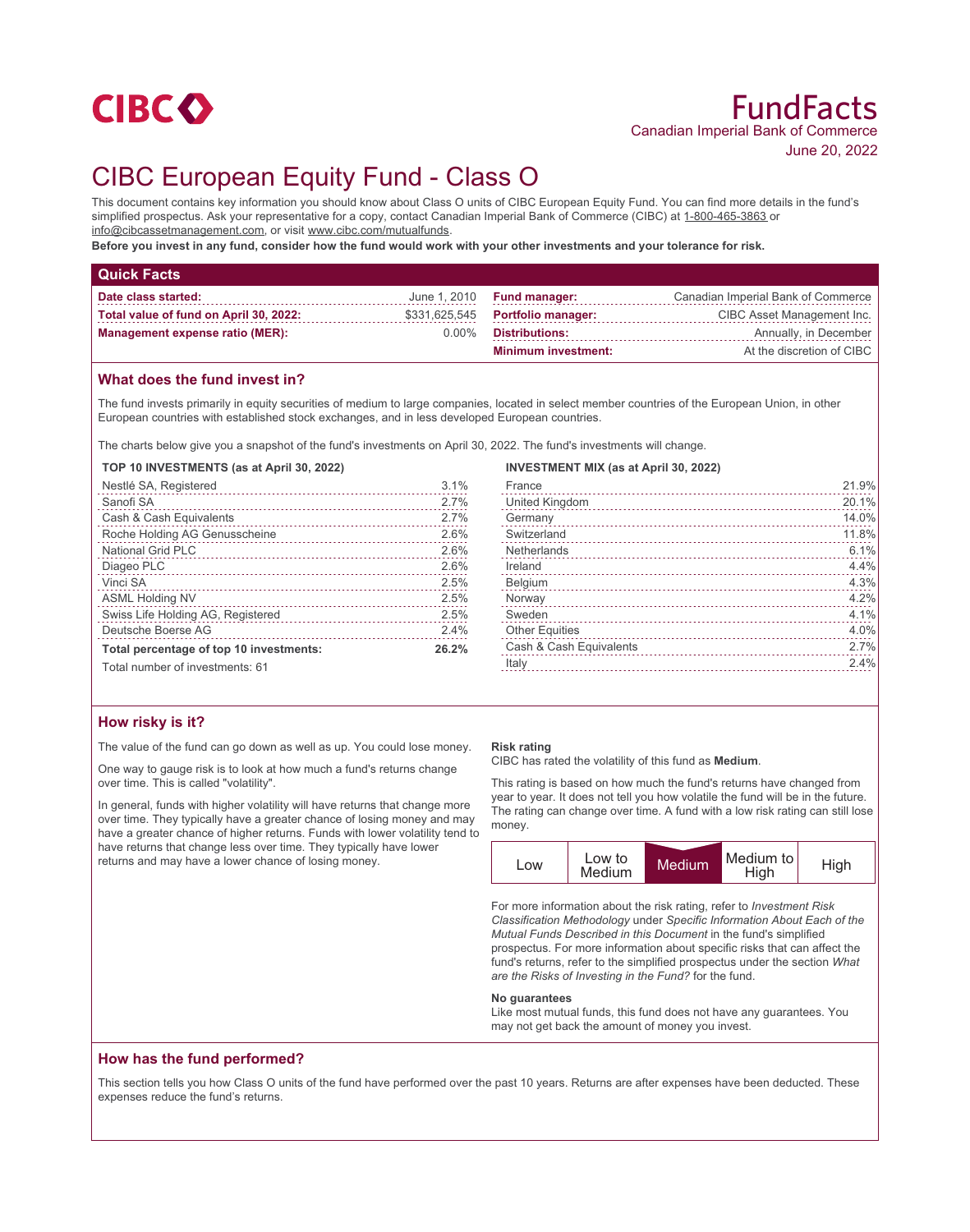CIBC

# FundFacts

Canadian Imperial Bank of Commerce

June 20, 2022

# CIBC European Equity Fund - Class O

This document contains key information you should know about Class O units of CIBC European Equity Fund. You can find more details in the fund's simplified prospectus. Ask your representative for a copy, contact Canadian Imperial Bank of Commerce (CIBC) at 1-800-465-3863 or info@cibcassetmanagement.com, or visit www.cibc.com/mutualfunds.

**Before you invest in any fund, consider how the fund would work with your other investments and your tolerance for risk.**

## Quick Facts

| | | | |
|---|---|---|---|
| **Date class started:** | June 1, 2010 | **Fund manager:** | Canadian Imperial Bank of Commerce |
| **Total value of fund on April 30, 2022:** | $331,625,545 | **Portfolio manager:** | CIBC Asset Management Inc. |
| **Management expense ratio (MER):** | 0.00% | **Distributions:** | Annually, in December |
| | | **Minimum investment:** | At the discretion of CIBC |

## What does the fund invest in?

The fund invests primarily in equity securities of medium to large companies, located in select member countries of the European Union, in other European countries with established stock exchanges, and in less developed European countries.

The charts below give you a snapshot of the fund's investments on April 30, 2022. The fund's investments will change.

**TOP 10 INVESTMENTS (as at April 30, 2022)**

| | |
|---|---|
| Nestlé SA, Registered | 3.1% |
| Sanofi SA | 2.7% |
| Cash & Cash Equivalents | 2.7% |
| Roche Holding AG Genusscheine | 2.6% |
| National Grid PLC | 2.6% |
| Diageo PLC | 2.6% |
| Vinci SA | 2.5% |
| ASML Holding NV | 2.5% |
| Swiss Life Holding AG, Registered | 2.5% |
| Deutsche Boerse AG | 2.4% |
| **Total percentage of top 10 investments:** | **26.2%** |

Total number of investments: 61

**INVESTMENT MIX (as at April 30, 2022)**

| | |
|---|---|
| France | 21.9% |
| United Kingdom | 20.1% |
| Germany | 14.0% |
| Switzerland | 11.8% |
| Netherlands | 6.1% |
| Ireland | 4.4% |
| Belgium | 4.3% |
| Norway | 4.2% |
| Sweden | 4.1% |
| Other Equities | 4.0% |
| Cash & Cash Equivalents | 2.7% |
| Italy | 2.4% |

## How risky is it?

The value of the fund can go down as well as up. You could lose money.

One way to gauge risk is to look at how much a fund's returns change over time. This is called "volatility".

In general, funds with higher volatility will have returns that change more over time. They typically have a greater chance of losing money and may have a greater chance of higher returns. Funds with lower volatility tend to have returns that change less over time. They typically have lower returns and may have a lower chance of losing money.

**Risk rating**

CIBC has rated the volatility of this fund as **Medium**.

This rating is based on how much the fund's returns have changed from year to year. It does not tell you how volatile the fund will be in the future. The rating can change over time. A fund with a low risk rating can still lose money.

| Low | Low to Medium | **Medium** | Medium to High | High |
|---|---|---|---|---|

For more information about the risk rating, refer to *Investment Risk Classification Methodology* under *Specific Information About Each of the Mutual Funds Described in this Document* in the fund's simplified prospectus. For more information about specific risks that can affect the fund's returns, refer to the simplified prospectus under the section *What are the Risks of Investing in the Fund?* for the fund.

**No guarantees**

Like most mutual funds, this fund does not have any guarantees. You may not get back the amount of money you invest.

## How has the fund performed?

This section tells you how Class O units of the fund have performed over the past 10 years. Returns are after expenses have been deducted. These expenses reduce the fund's returns.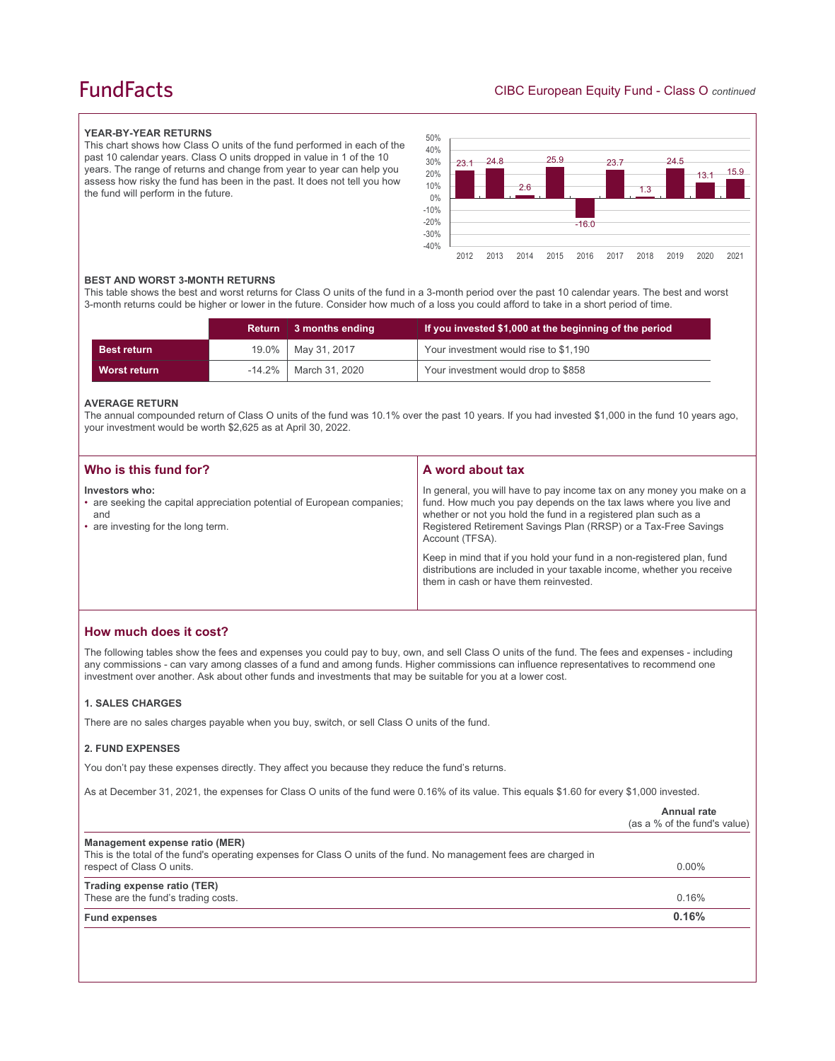### YEAR-BY-YEAR RETURNS

This chart shows how Class O units of the fund performed in each of the past 10 calendar years. Class O units dropped in value in 1 of the 10 years. The range of returns and change from year to year can help you assess how risky the fund has been in the past. It does not tell you how the fund will perform in the future.

| Year | 2012 | 2013 | 2014 | 2015 | 2016 | 2017 | 2018 | 2019 | 2020 | 2021 |
|---|---|---|---|---|---|---|---|---|---|---|
| Return (%) | 23.1 | 24.8 | 2.6 | 25.9 | -16.0 | 23.7 | 1.3 | 24.5 | 13.1 | 15.9 |

### BEST AND WORST 3-MONTH RETURNS

This table shows the best and worst returns for Class O units of the fund in a 3-month period over the past 10 calendar years. The best and worst 3-month returns could be higher or lower in the future. Consider how much of a loss you could afford to take in a short period of time.

| | Return | 3 months ending | If you invested $1,000 at the beginning of the period |
|---|---|---|---|
| **Best return** | 19.0% | May 31, 2017 | Your investment would rise to $1,190 |
| **Worst return** | -14.2% | March 31, 2020 | Your investment would drop to $858 |

### AVERAGE RETURN

The annual compounded return of Class O units of the fund was 10.1% over the past 10 years. If you had invested $1,000 in the fund 10 years ago, your investment would be worth $2,625 as at April 30, 2022.

## Who is this fund for?

**Investors who:**

- are seeking the capital appreciation potential of European companies; and
- are investing for the long term.

## A word about tax

In general, you will have to pay income tax on any money you make on a fund. How much you pay depends on the tax laws where you live and whether or not you hold the fund in a registered plan such as a Registered Retirement Savings Plan (RRSP) or a Tax-Free Savings Account (TFSA).

Keep in mind that if you hold your fund in a non-registered plan, fund distributions are included in your taxable income, whether you receive them in cash or have them reinvested.

## How much does it cost?

The following tables show the fees and expenses you could pay to buy, own, and sell Class O units of the fund. The fees and expenses - including any commissions - can vary among classes of a fund and among funds. Higher commissions can influence representatives to recommend one investment over another. Ask about other funds and investments that may be suitable for you at a lower cost.

### 1. SALES CHARGES

There are no sales charges payable when you buy, switch, or sell Class O units of the fund.

### 2. FUND EXPENSES

You don't pay these expenses directly. They affect you because they reduce the fund's returns.

As at December 31, 2021, the expenses for Class O units of the fund were 0.16% of its value. This equals $1.60 for every $1,000 invested.

| | Annual rate (as a % of the fund's value) |
|---|---|
| **Management expense ratio (MER)**<br>This is the total of the fund's operating expenses for Class O units of the fund. No management fees are charged in respect of Class O units. | 0.00% |
| **Trading expense ratio (TER)**<br>These are the fund's trading costs. | 0.16% |
| **Fund expenses** | **0.16%** |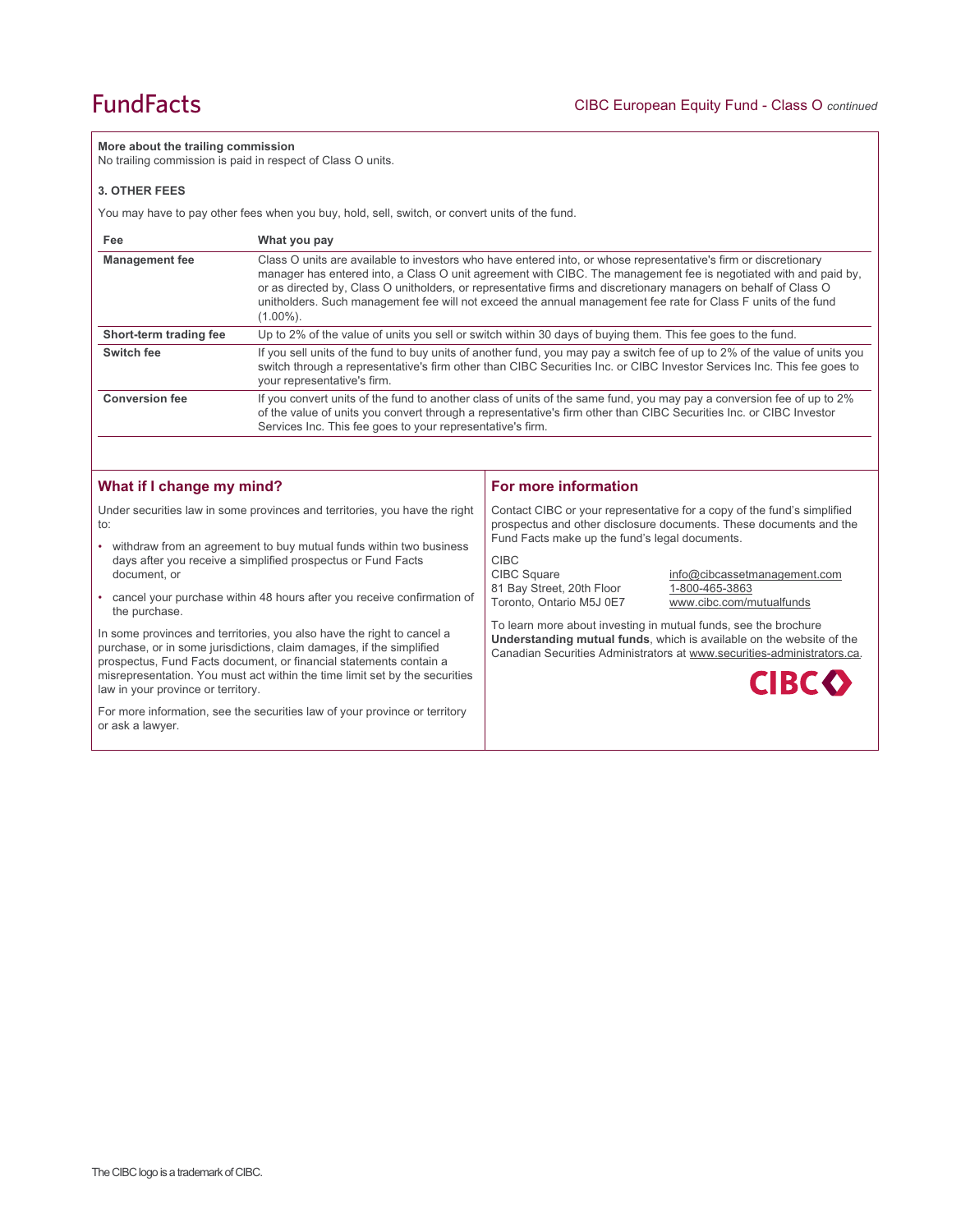**More about the trailing commission**
No trailing commission is paid in respect of Class O units.

**3. OTHER FEES**

You may have to pay other fees when you buy, hold, sell, switch, or convert units of the fund.

| Fee | What you pay |
|---|---|
| **Management fee** | Class O units are available to investors who have entered into, or whose representative's firm or discretionary manager has entered into, a Class O unit agreement with CIBC. The management fee is negotiated with and paid by, or as directed by, Class O unitholders, or representative firms and discretionary managers on behalf of Class O unitholders. Such management fee will not exceed the annual management fee rate for Class F units of the fund (1.00%). |
| **Short-term trading fee** | Up to 2% of the value of units you sell or switch within 30 days of buying them. This fee goes to the fund. |
| **Switch fee** | If you sell units of the fund to buy units of another fund, you may pay a switch fee of up to 2% of the value of units you switch through a representative's firm other than CIBC Securities Inc. or CIBC Investor Services Inc. This fee goes to your representative's firm. |
| **Conversion fee** | If you convert units of the fund to another class of units of the same fund, you may pay a conversion fee of up to 2% of the value of units you convert through a representative's firm other than CIBC Securities Inc. or CIBC Investor Services Inc. This fee goes to your representative's firm. |

## What if I change my mind?

Under securities law in some provinces and territories, you have the right to:

- withdraw from an agreement to buy mutual funds within two business days after you receive a simplified prospectus or Fund Facts document, or
- cancel your purchase within 48 hours after you receive confirmation of the purchase.

In some provinces and territories, you also have the right to cancel a purchase, or in some jurisdictions, claim damages, if the simplified prospectus, Fund Facts document, or financial statements contain a misrepresentation. You must act within the time limit set by the securities law in your province or territory.

For more information, see the securities law of your province or territory or ask a lawyer.

## For more information

Contact CIBC or your representative for a copy of the fund's simplified prospectus and other disclosure documents. These documents and the Fund Facts make up the fund's legal documents.

CIBC
CIBC Square
81 Bay Street, 20th Floor
Toronto, Ontario M5J 0E7

info@cibcassetmanagement.com
1-800-465-3863
www.cibc.com/mutualfunds

To learn more about investing in mutual funds, see the brochure **Understanding mutual funds**, which is available on the website of the Canadian Securities Administrators at www.securities-administrators.ca.

CIBC

The CIBC logo is a trademark of CIBC.